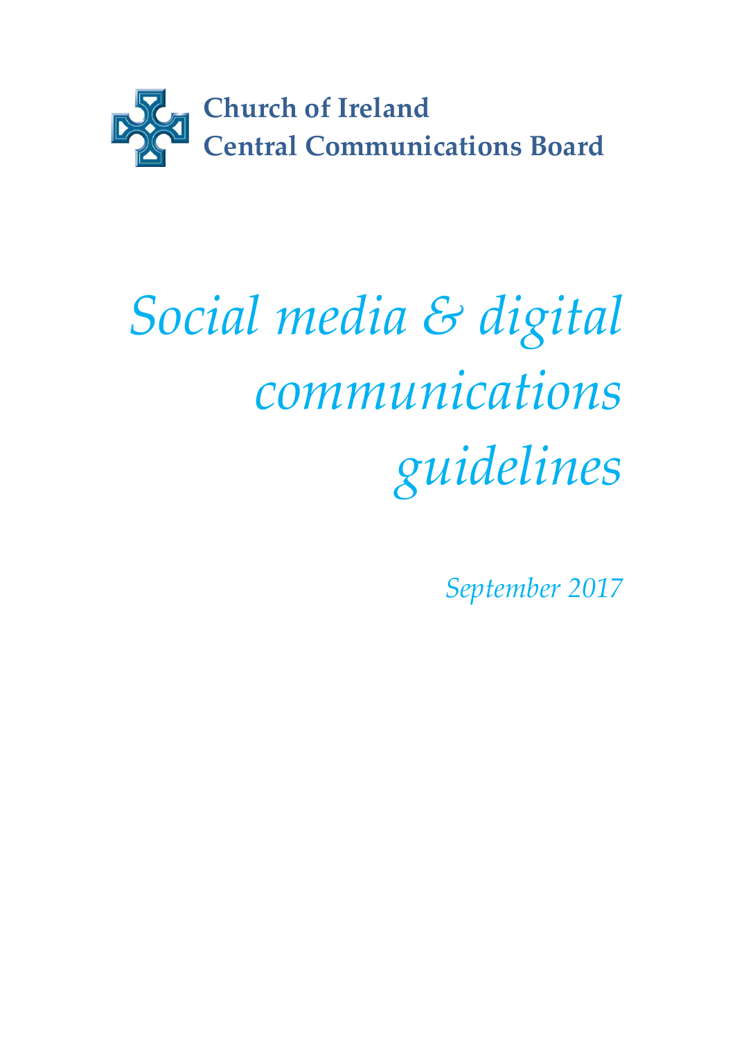**Church of Ireland**
**Central Communications Board**

# *Social media & digital communications guidelines*

*September 2017*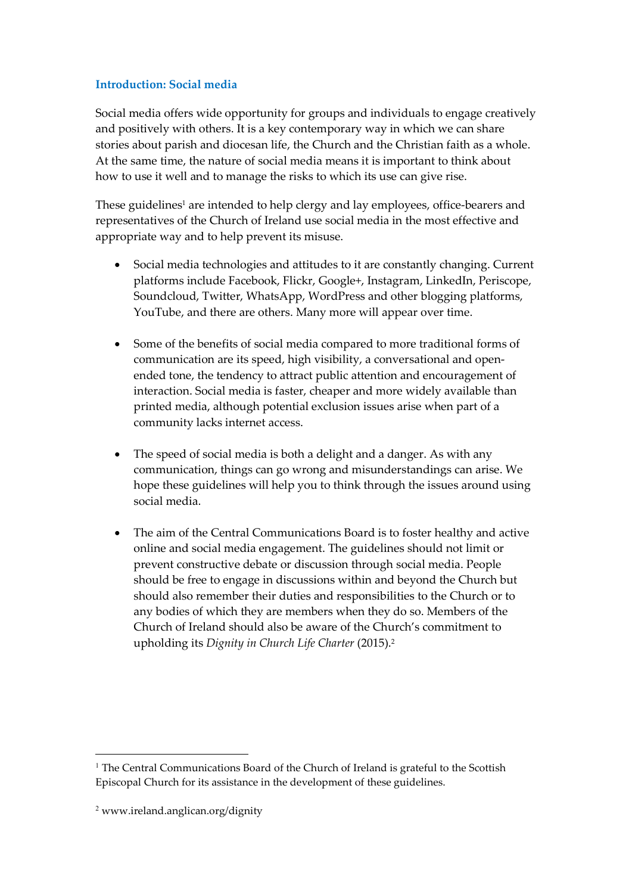## Introduction: Social media

Social media offers wide opportunity for groups and individuals to engage creatively and positively with others. It is a key contemporary way in which we can share stories about parish and diocesan life, the Church and the Christian faith as a whole. At the same time, the nature of social media means it is important to think about how to use it well and to manage the risks to which its use can give rise.

These guidelines[1] are intended to help clergy and lay employees, office-bearers and representatives of the Church of Ireland use social media in the most effective and appropriate way and to help prevent its misuse.

- Social media technologies and attitudes to it are constantly changing. Current platforms include Facebook, Flickr, Google+, Instagram, LinkedIn, Periscope, Soundcloud, Twitter, WhatsApp, WordPress and other blogging platforms, YouTube, and there are others. Many more will appear over time.

- Some of the benefits of social media compared to more traditional forms of communication are its speed, high visibility, a conversational and open-ended tone, the tendency to attract public attention and encouragement of interaction. Social media is faster, cheaper and more widely available than printed media, although potential exclusion issues arise when part of a community lacks internet access.

- The speed of social media is both a delight and a danger. As with any communication, things can go wrong and misunderstandings can arise. We hope these guidelines will help you to think through the issues around using social media.

- The aim of the Central Communications Board is to foster healthy and active online and social media engagement. The guidelines should not limit or prevent constructive debate or discussion through social media. People should be free to engage in discussions within and beyond the Church but should also remember their duties and responsibilities to the Church or to any bodies of which they are members when they do so. Members of the Church of Ireland should also be aware of the Church's commitment to upholding its *Dignity in Church Life Charter* (2015).[2]

---

[1] The Central Communications Board of the Church of Ireland is grateful to the Scottish Episcopal Church for its assistance in the development of these guidelines.

[2] www.ireland.anglican.org/dignity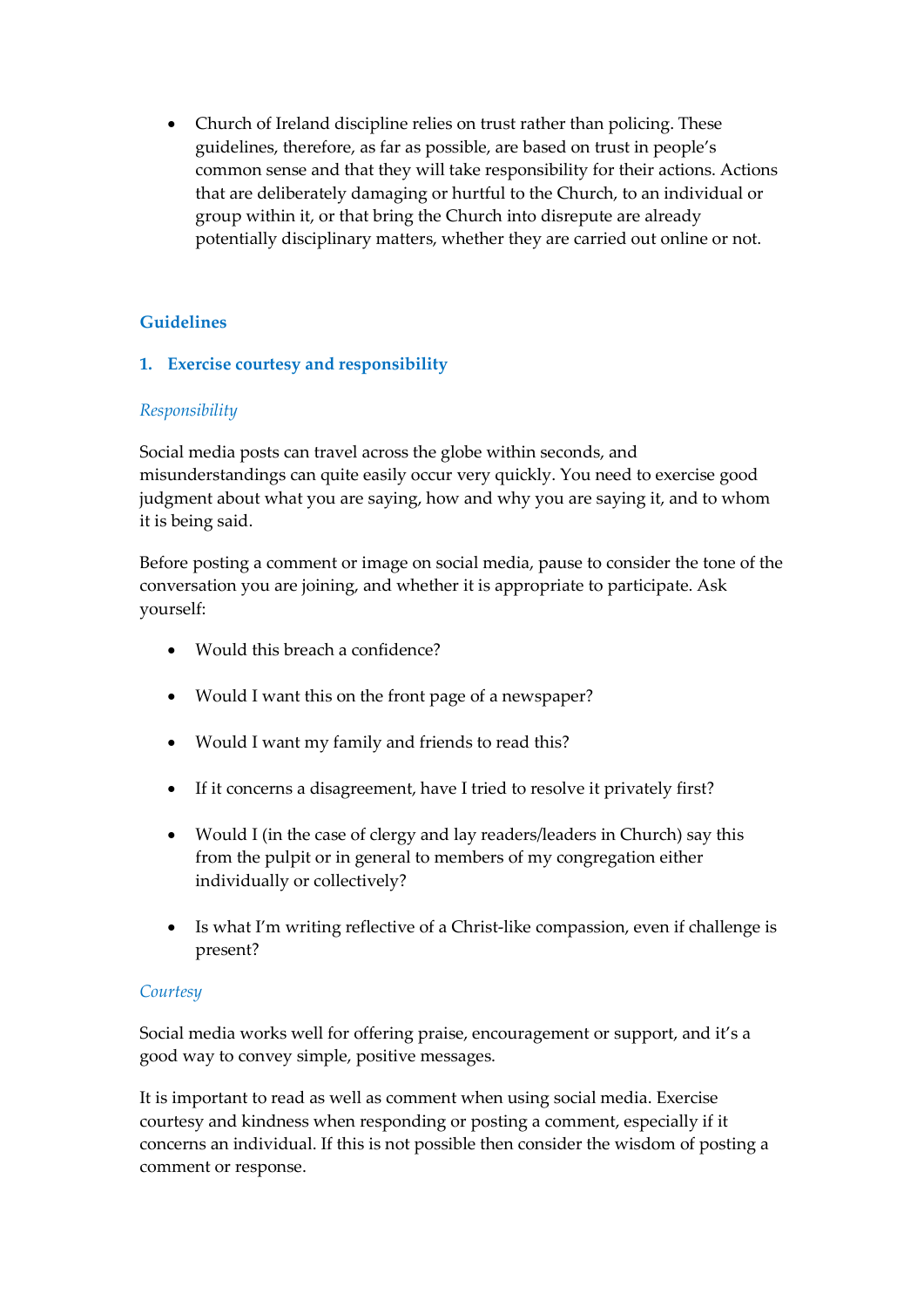- Church of Ireland discipline relies on trust rather than policing. These guidelines, therefore, as far as possible, are based on trust in people's common sense and that they will take responsibility for their actions. Actions that are deliberately damaging or hurtful to the Church, to an individual or group within it, or that bring the Church into disrepute are already potentially disciplinary matters, whether they are carried out online or not.

## Guidelines

### 1. Exercise courtesy and responsibility

*Responsibility*

Social media posts can travel across the globe within seconds, and misunderstandings can quite easily occur very quickly. You need to exercise good judgment about what you are saying, how and why you are saying it, and to whom it is being said.

Before posting a comment or image on social media, pause to consider the tone of the conversation you are joining, and whether it is appropriate to participate. Ask yourself:

- Would this breach a confidence?
- Would I want this on the front page of a newspaper?
- Would I want my family and friends to read this?
- If it concerns a disagreement, have I tried to resolve it privately first?
- Would I (in the case of clergy and lay readers/leaders in Church) say this from the pulpit or in general to members of my congregation either individually or collectively?
- Is what I'm writing reflective of a Christ-like compassion, even if challenge is present?

*Courtesy*

Social media works well for offering praise, encouragement or support, and it's a good way to convey simple, positive messages.

It is important to read as well as comment when using social media. Exercise courtesy and kindness when responding or posting a comment, especially if it concerns an individual. If this is not possible then consider the wisdom of posting a comment or response.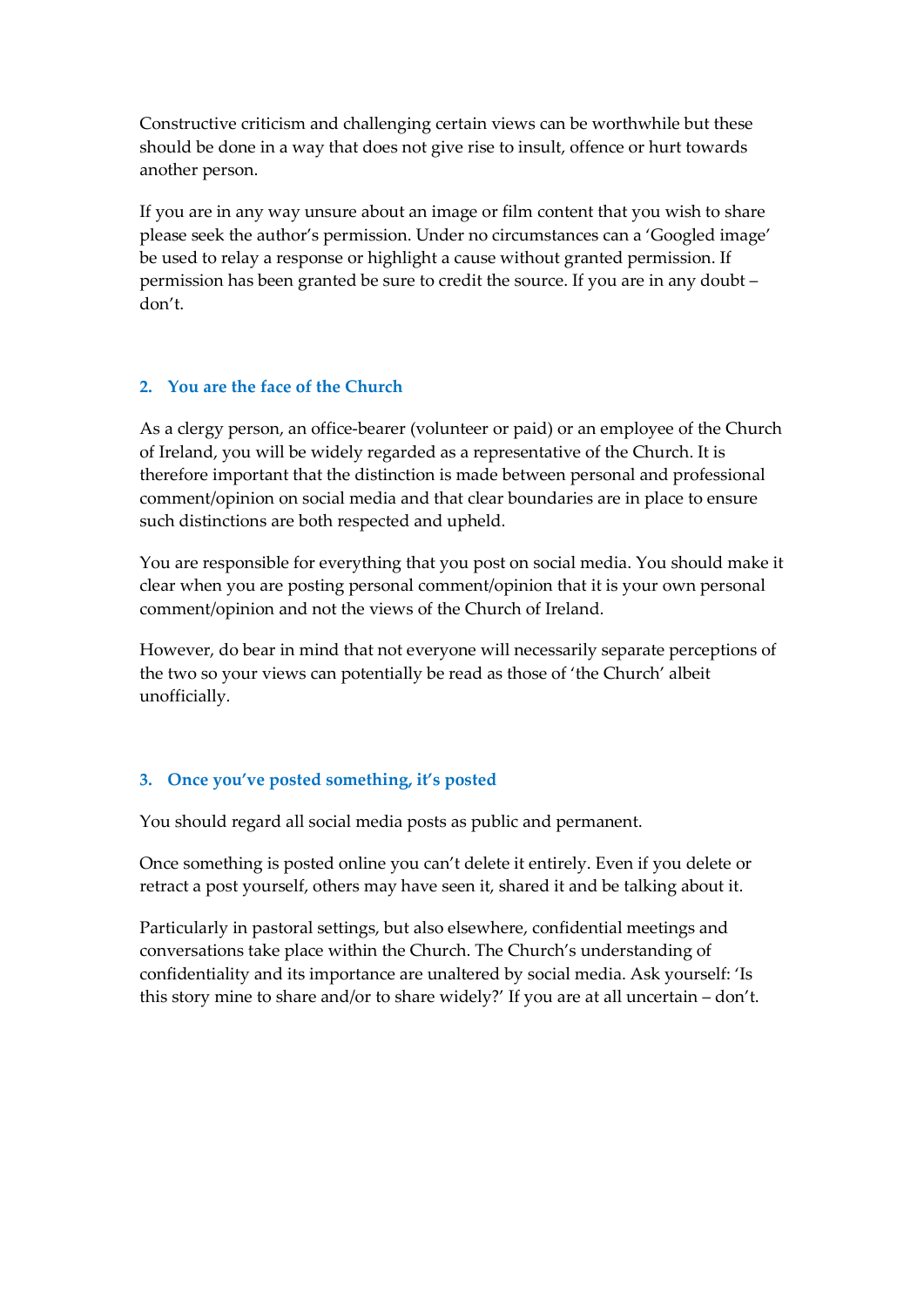Constructive criticism and challenging certain views can be worthwhile but these should be done in a way that does not give rise to insult, offence or hurt towards another person.

If you are in any way unsure about an image or film content that you wish to share please seek the author's permission. Under no circumstances can a 'Googled image' be used to relay a response or highlight a cause without granted permission. If permission has been granted be sure to credit the source. If you are in any doubt – don't.

## 2. You are the face of the Church

As a clergy person, an office-bearer (volunteer or paid) or an employee of the Church of Ireland, you will be widely regarded as a representative of the Church. It is therefore important that the distinction is made between personal and professional comment/opinion on social media and that clear boundaries are in place to ensure such distinctions are both respected and upheld.

You are responsible for everything that you post on social media. You should make it clear when you are posting personal comment/opinion that it is your own personal comment/opinion and not the views of the Church of Ireland.

However, do bear in mind that not everyone will necessarily separate perceptions of the two so your views can potentially be read as those of 'the Church' albeit unofficially.

## 3. Once you've posted something, it's posted

You should regard all social media posts as public and permanent.

Once something is posted online you can't delete it entirely. Even if you delete or retract a post yourself, others may have seen it, shared it and be talking about it.

Particularly in pastoral settings, but also elsewhere, confidential meetings and conversations take place within the Church. The Church's understanding of confidentiality and its importance are unaltered by social media. Ask yourself: 'Is this story mine to share and/or to share widely?' If you are at all uncertain – don't.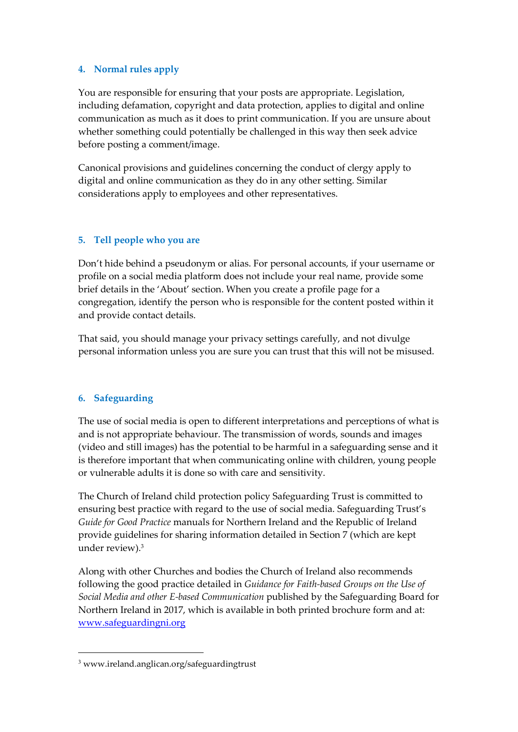## 4. Normal rules apply

You are responsible for ensuring that your posts are appropriate. Legislation, including defamation, copyright and data protection, applies to digital and online communication as much as it does to print communication. If you are unsure about whether something could potentially be challenged in this way then seek advice before posting a comment/image.

Canonical provisions and guidelines concerning the conduct of clergy apply to digital and online communication as they do in any other setting. Similar considerations apply to employees and other representatives.

## 5. Tell people who you are

Don't hide behind a pseudonym or alias. For personal accounts, if your username or profile on a social media platform does not include your real name, provide some brief details in the 'About' section. When you create a profile page for a congregation, identify the person who is responsible for the content posted within it and provide contact details.

That said, you should manage your privacy settings carefully, and not divulge personal information unless you are sure you can trust that this will not be misused.

## 6. Safeguarding

The use of social media is open to different interpretations and perceptions of what is and is not appropriate behaviour. The transmission of words, sounds and images (video and still images) has the potential to be harmful in a safeguarding sense and it is therefore important that when communicating online with children, young people or vulnerable adults it is done so with care and sensitivity.

The Church of Ireland child protection policy Safeguarding Trust is committed to ensuring best practice with regard to the use of social media. Safeguarding Trust's *Guide for Good Practice* manuals for Northern Ireland and the Republic of Ireland provide guidelines for sharing information detailed in Section 7 (which are kept under review).[3]

Along with other Churches and bodies the Church of Ireland also recommends following the good practice detailed in *Guidance for Faith-based Groups on the Use of Social Media and other E-based Communication* published by the Safeguarding Board for Northern Ireland in 2017, which is available in both printed brochure form and at: www.safeguardingni.org

---

[3] www.ireland.anglican.org/safeguardingtrust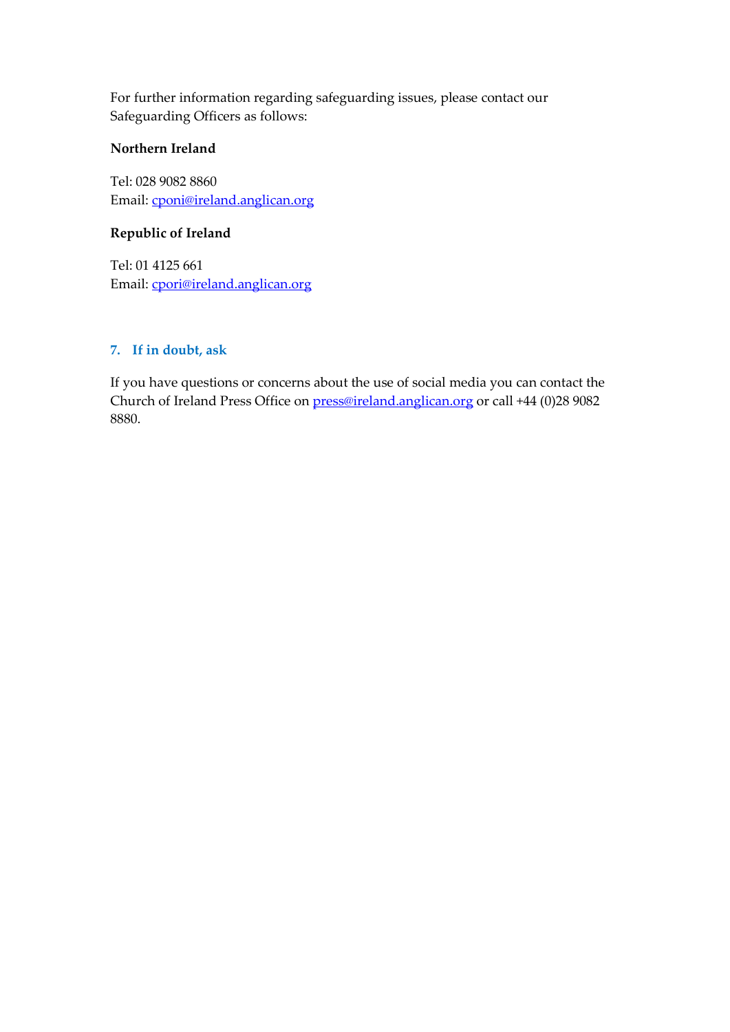For further information regarding safeguarding issues, please contact our Safeguarding Officers as follows:

**Northern Ireland**

Tel: 028 9082 8860
Email: cponi@ireland.anglican.org

**Republic of Ireland**

Tel: 01 4125 661
Email: cpori@ireland.anglican.org

## 7. If in doubt, ask

If you have questions or concerns about the use of social media you can contact the Church of Ireland Press Office on press@ireland.anglican.org or call +44 (0)28 9082 8880.